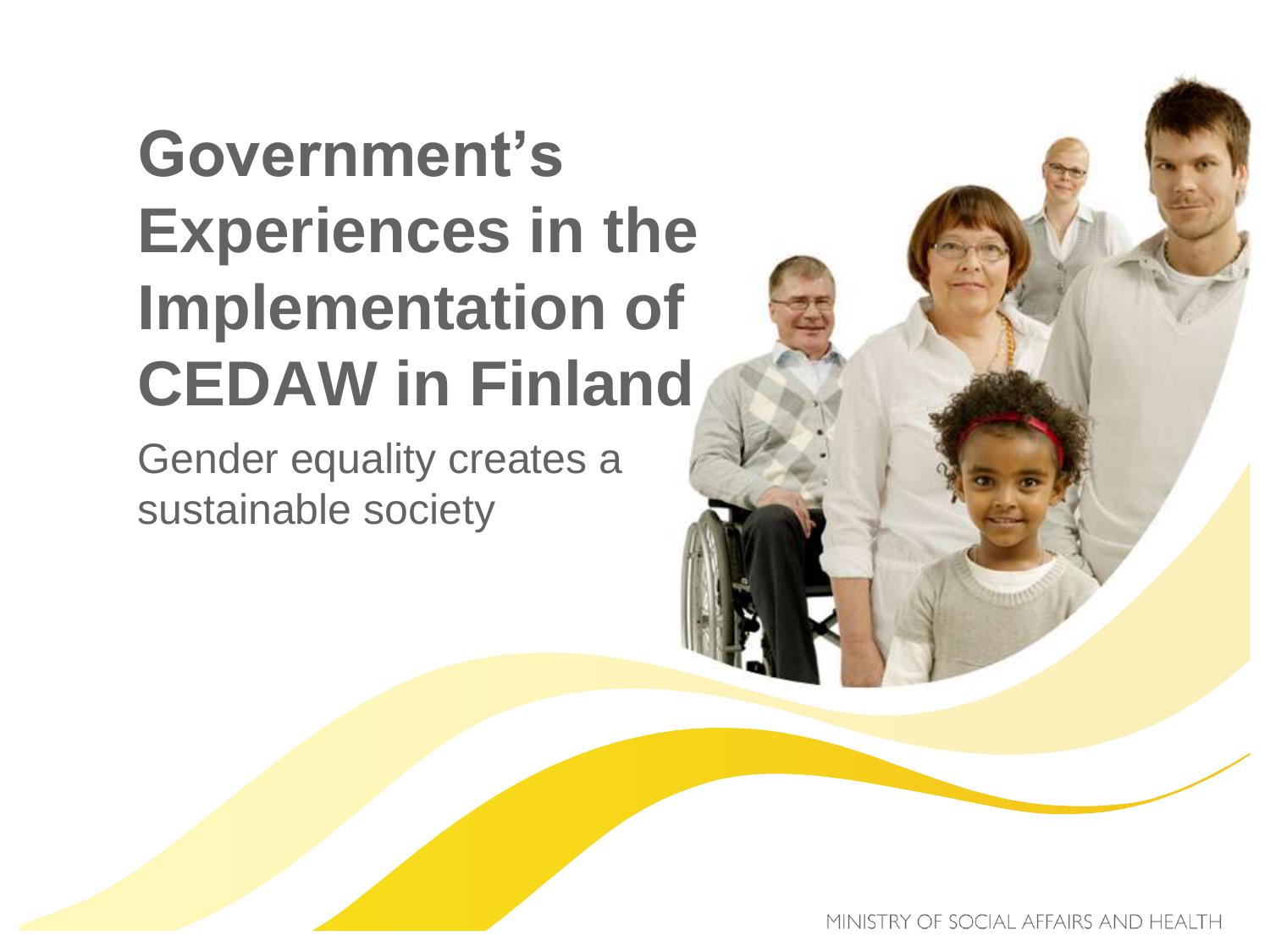# Government's Experiences in the Implementation of CEDAW in Finland

Gender equality creates a sustainable society

MINISTRY OF SOCIAL AFFAIRS AND HEALTH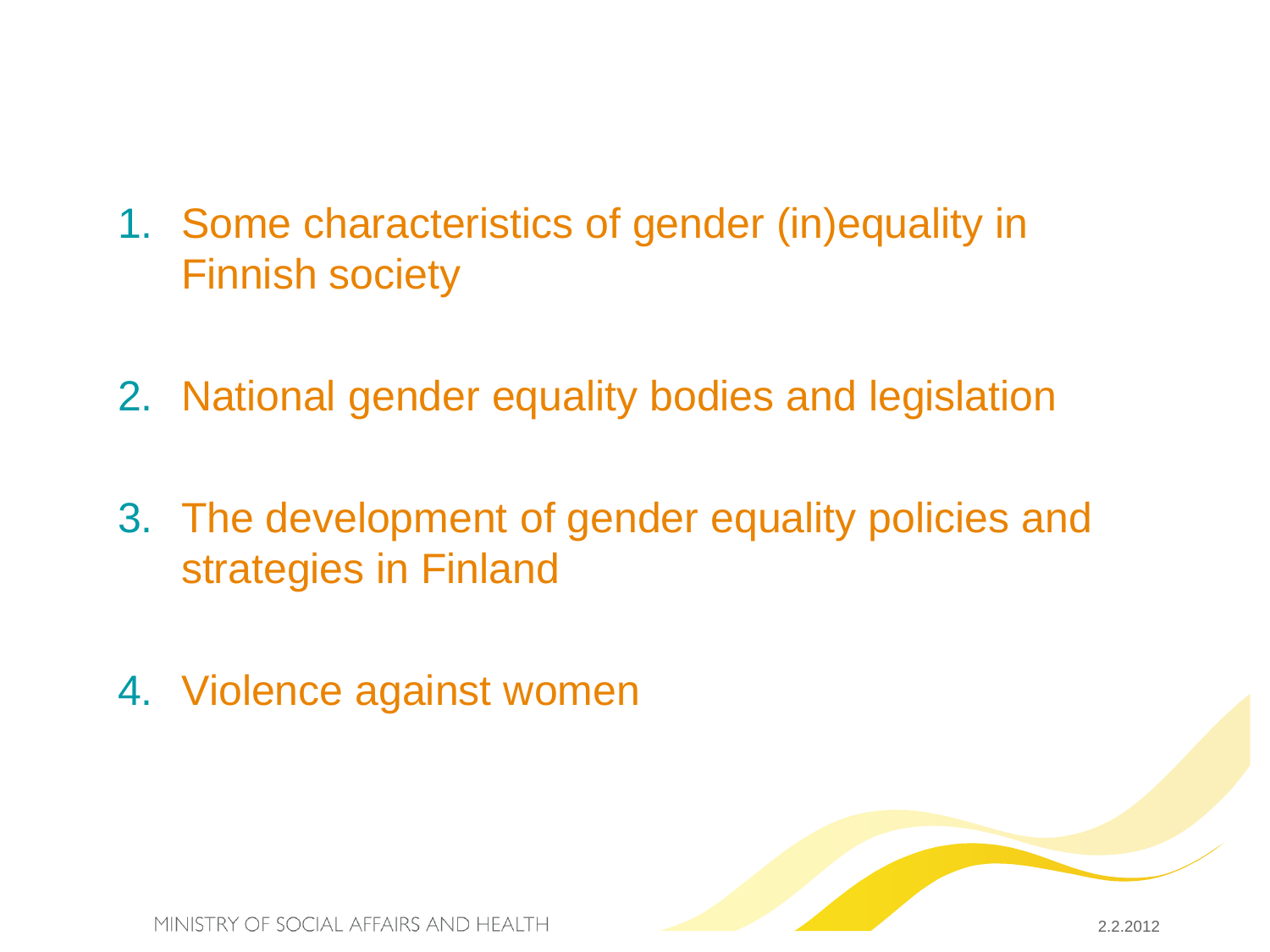1. Some characteristics of gender (in)equality in Finnish society

2. National gender equality bodies and legislation

3. The development of gender equality policies and strategies in Finland

4. Violence against women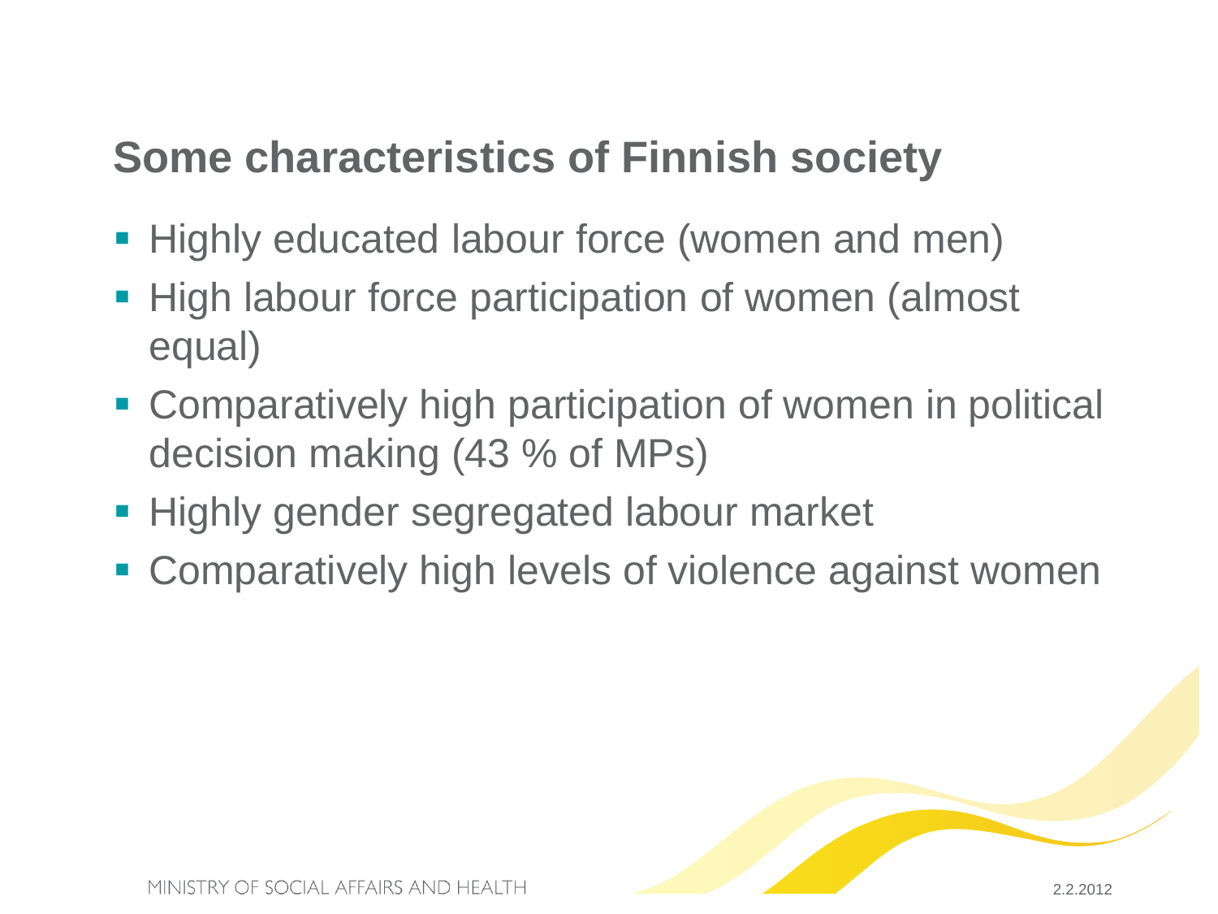## Some characteristics of Finnish society

- Highly educated labour force (women and men)
- High labour force participation of women (almost equal)
- Comparatively high participation of women in political decision making (43 % of MPs)
- Highly gender segregated labour market
- Comparatively high levels of violence against women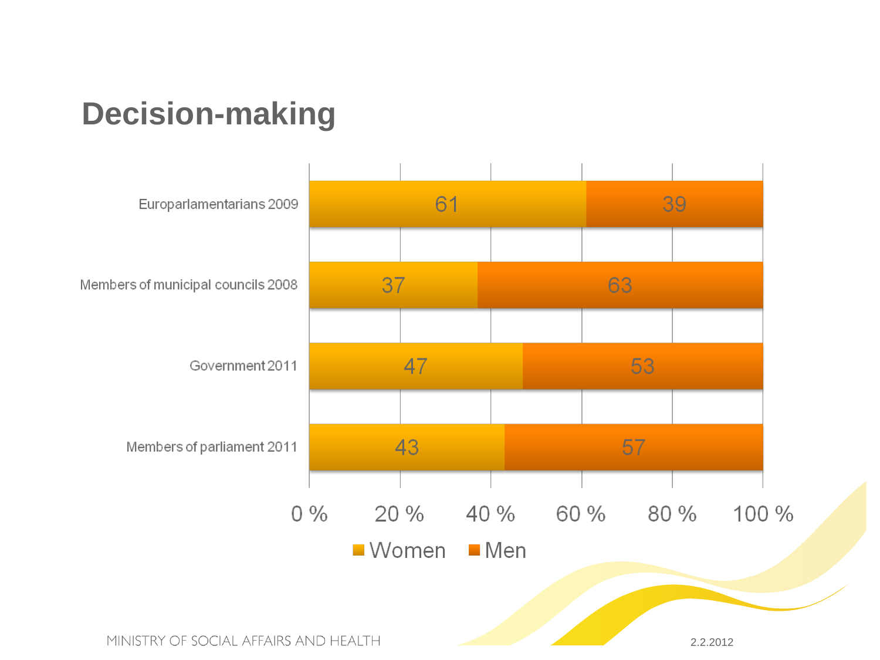# Decision-making

| | Women | Men |
|---|---|---|
| Europarlamentarians 2009 | 61 | 39 |
| Members of municipal councils 2008 | 37 | 63 |
| Government 2011 | 47 | 53 |
| Members of parliament 2011 | 43 | 57 |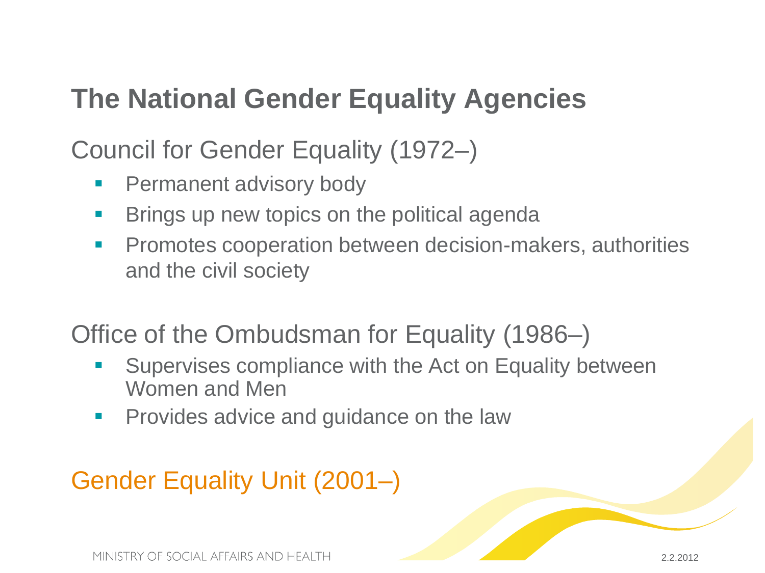# The National Gender Equality Agencies

## Council for Gender Equality (1972–)

- Permanent advisory body
- Brings up new topics on the political agenda
- Promotes cooperation between decision-makers, authorities and the civil society

## Office of the Ombudsman for Equality (1986–)

- Supervises compliance with the Act on Equality between Women and Men
- Provides advice and guidance on the law

## Gender Equality Unit (2001–)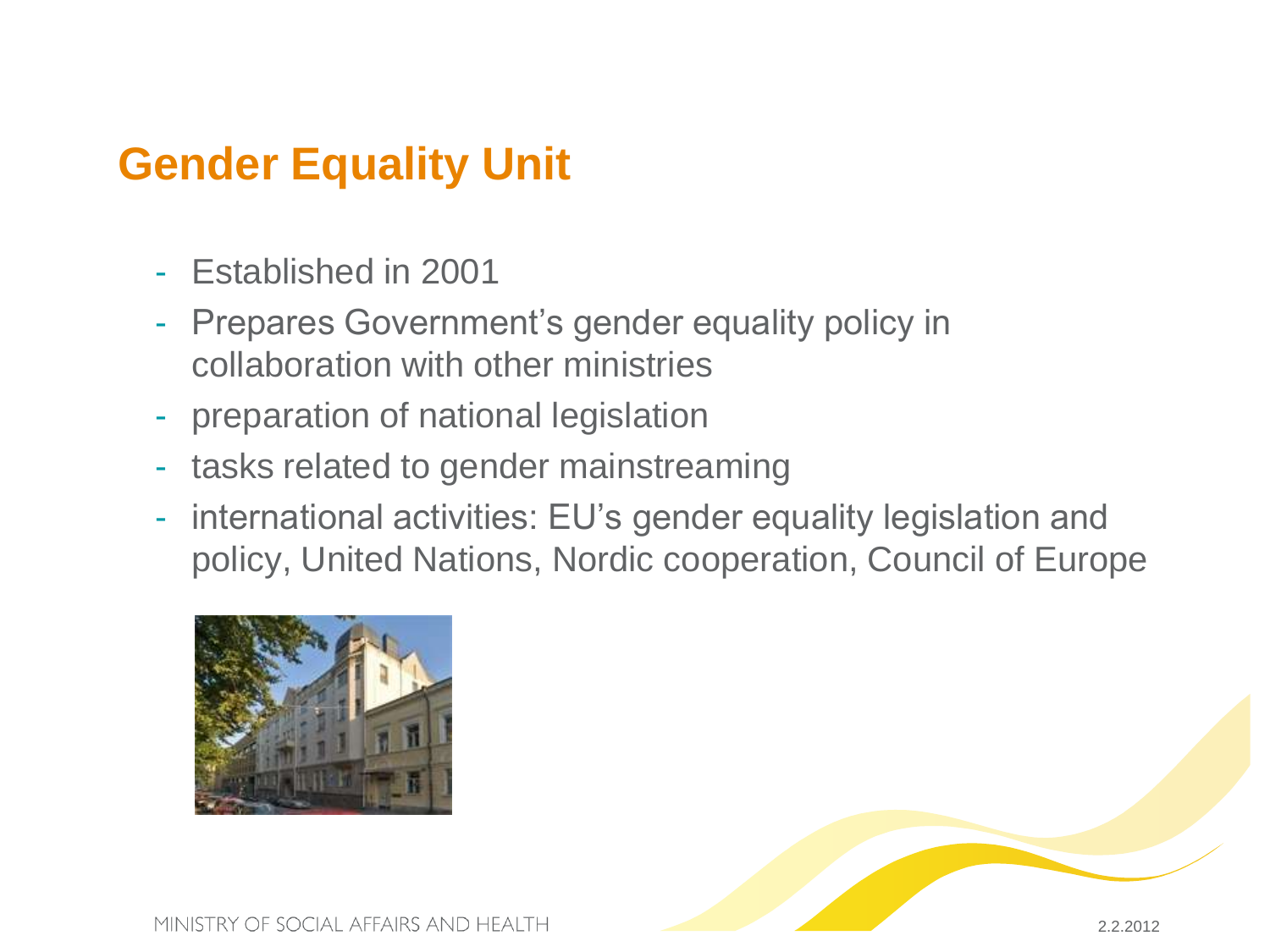# Gender Equality Unit

- Established in 2001
- Prepares Government's gender equality policy in collaboration with other ministries
- preparation of national legislation
- tasks related to gender mainstreaming
- international activities: EU's gender equality legislation and policy, United Nations, Nordic cooperation, Council of Europe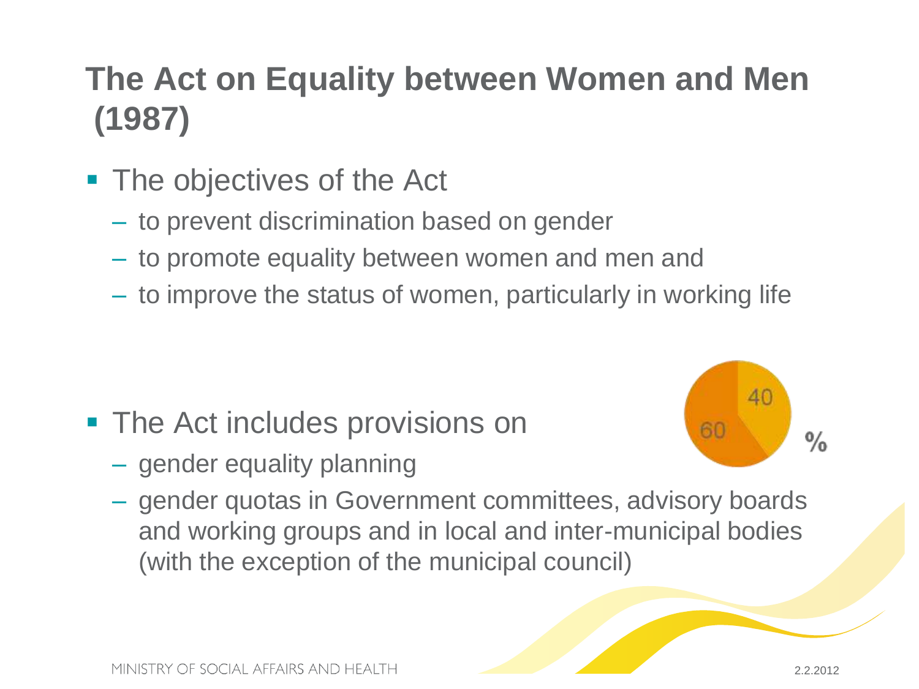# The Act on Equality between Women and Men (1987)

- The objectives of the Act
  - to prevent discrimination based on gender
  - to promote equality between women and men and
  - to improve the status of women, particularly in working life

- The Act includes provisions on
  - gender equality planning
  - gender quotas in Government committees, advisory boards and working groups and in local and inter-municipal bodies (with the exception of the municipal council)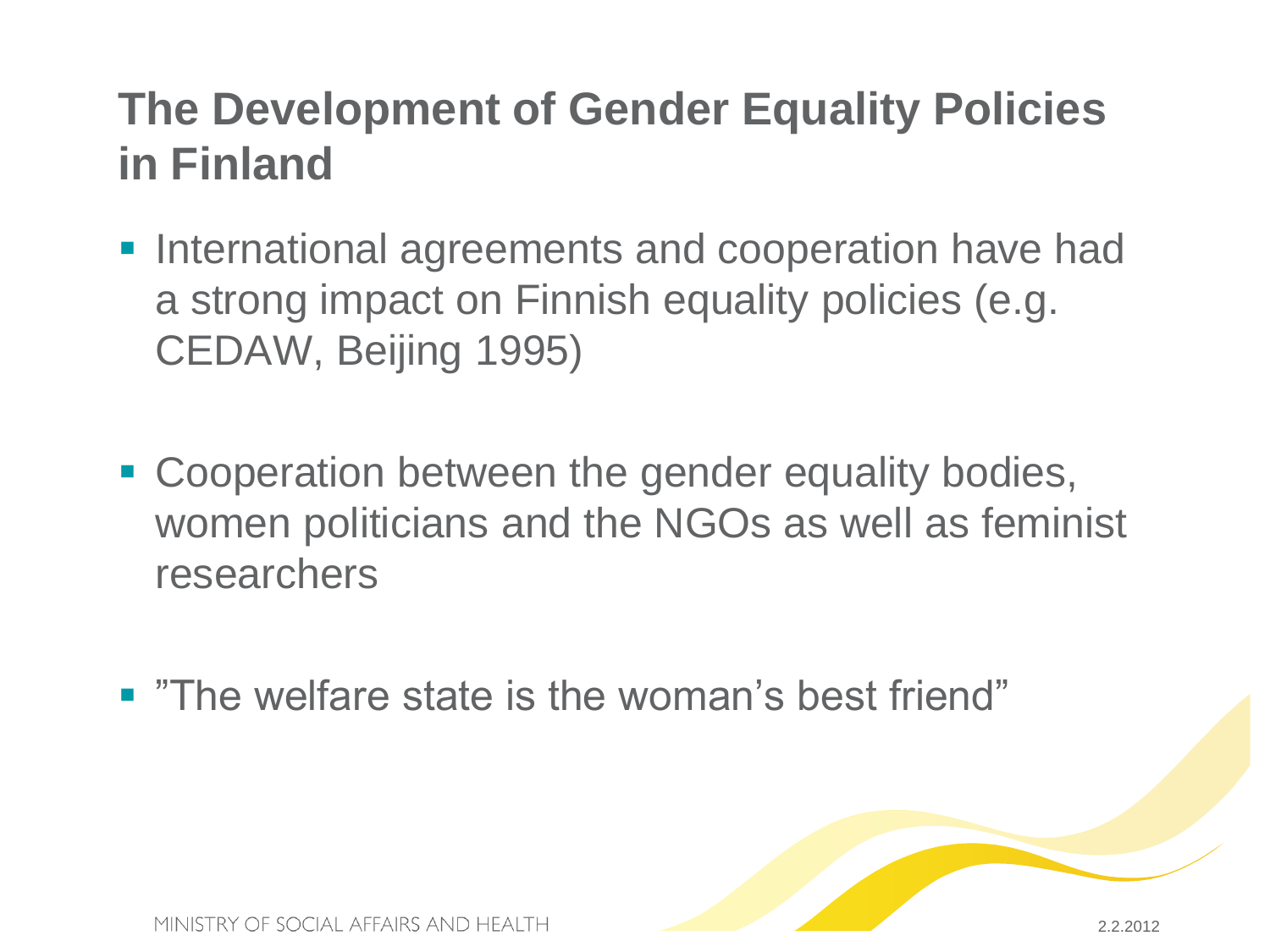# The Development of Gender Equality Policies in Finland

- International agreements and cooperation have had a strong impact on Finnish equality policies (e.g. CEDAW, Beijing 1995)
- Cooperation between the gender equality bodies, women politicians and the NGOs as well as feminist researchers
- ”The welfare state is the woman’s best friend”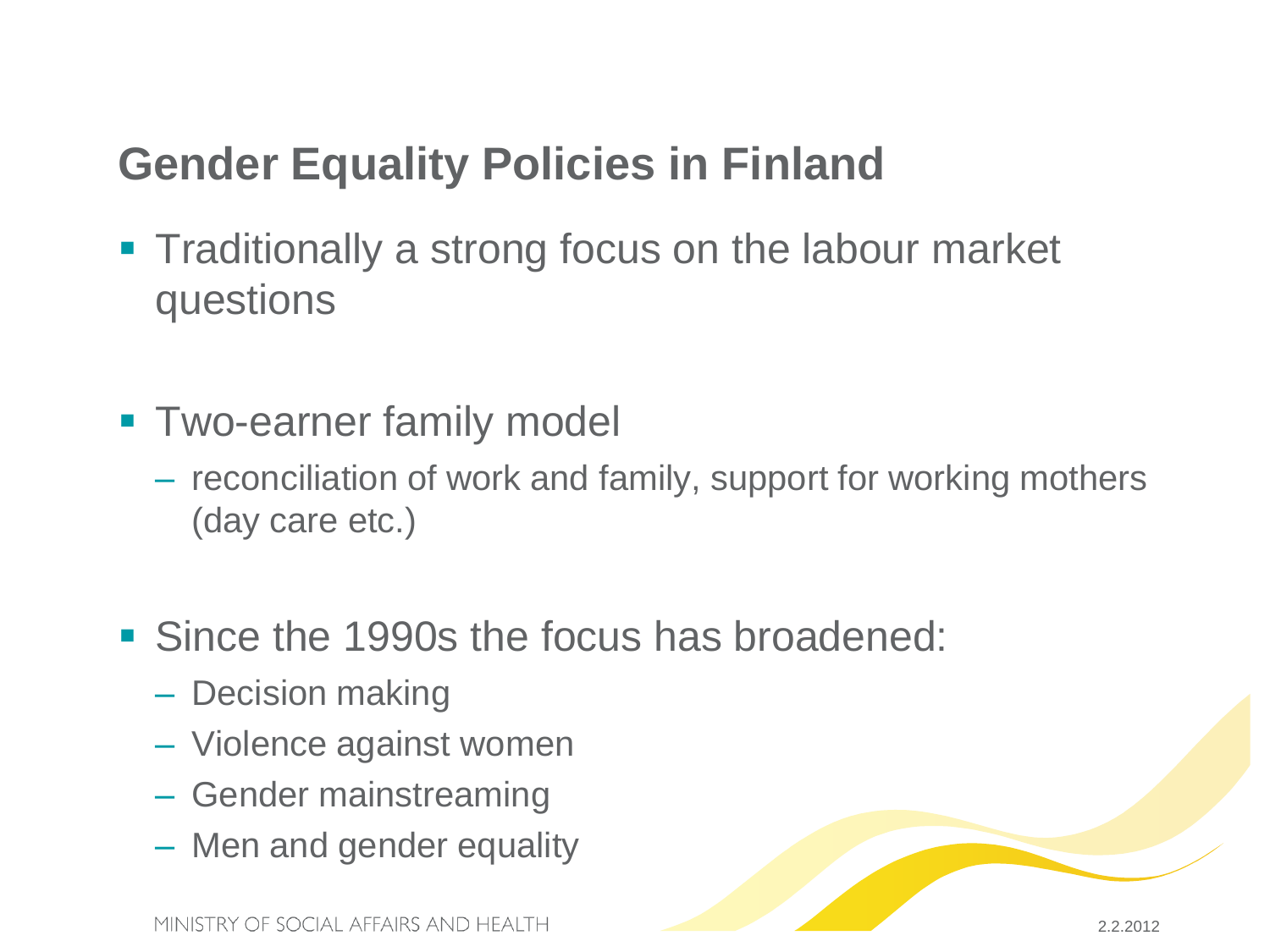## Gender Equality Policies in Finland

- Traditionally a strong focus on the labour market questions
- Two-earner family model
  - reconciliation of work and family, support for working mothers (day care etc.)
- Since the 1990s the focus has broadened:
  - Decision making
  - Violence against women
  - Gender mainstreaming
  - Men and gender equality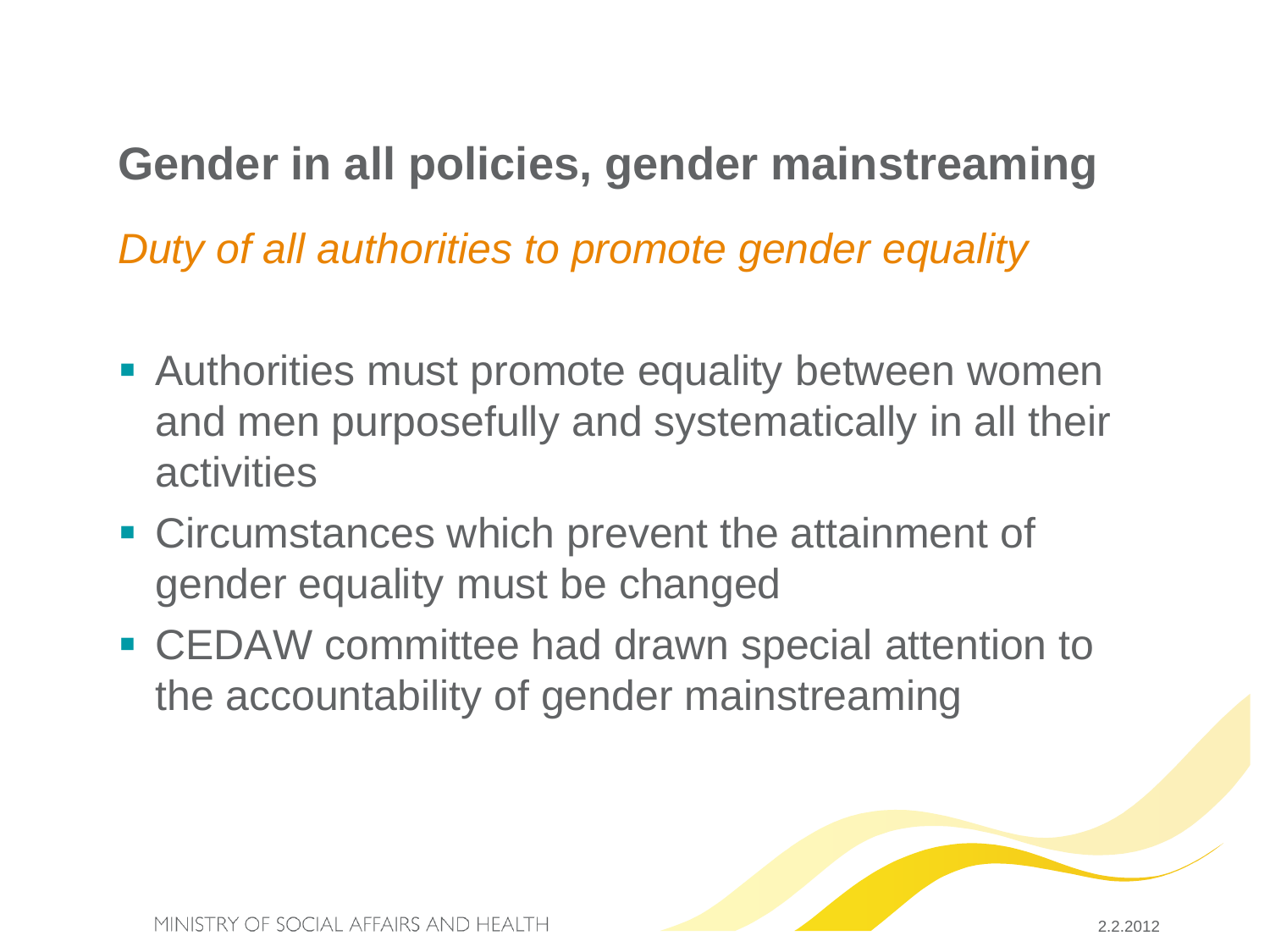# Gender in all policies, gender mainstreaming

*Duty of all authorities to promote gender equality*

- Authorities must promote equality between women and men purposefully and systematically in all their activities
- Circumstances which prevent the attainment of gender equality must be changed
- CEDAW committee had drawn special attention to the accountability of gender mainstreaming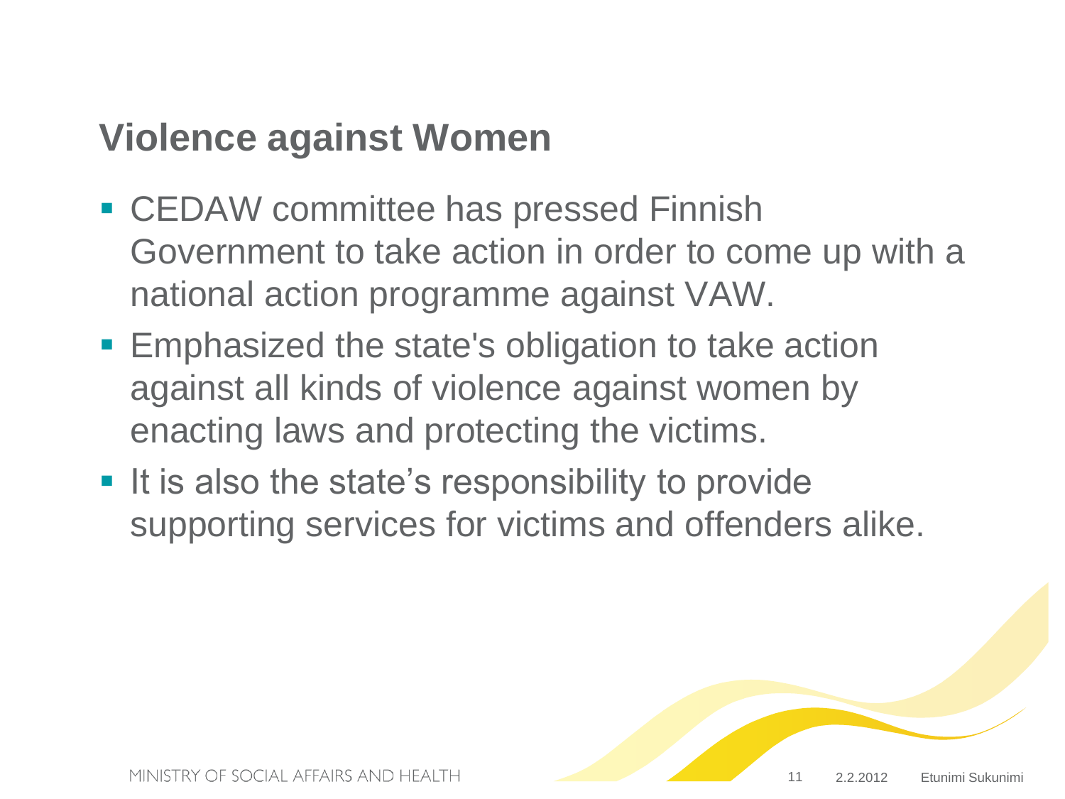## Violence against Women

- CEDAW committee has pressed Finnish Government to take action in order to come up with a national action programme against VAW.
- Emphasized the state's obligation to take action against all kinds of violence against women by enacting laws and protecting the victims.
- It is also the state's responsibility to provide supporting services for victims and offenders alike.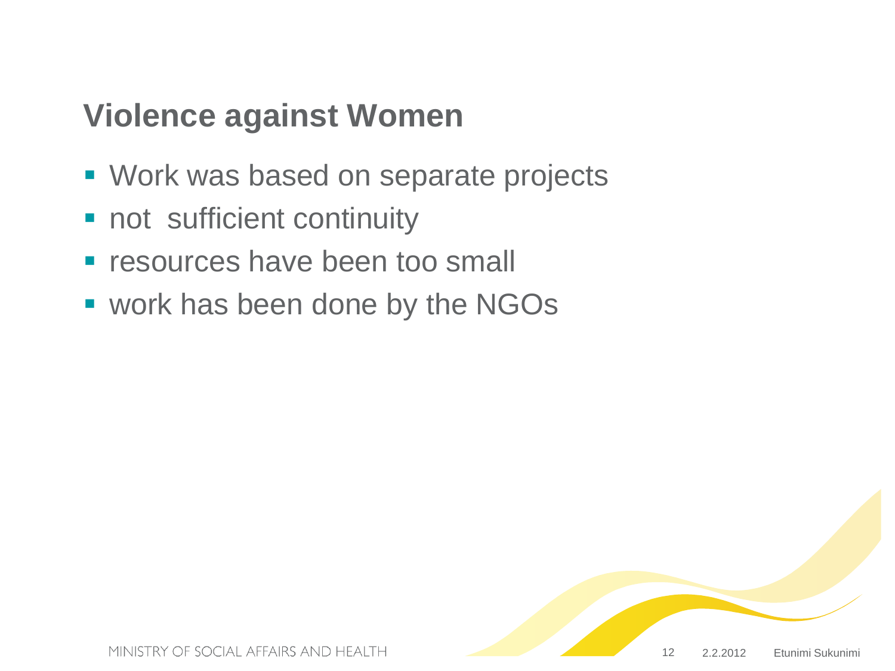## Violence against Women

- Work was based on separate projects
- not sufficient continuity
- resources have been too small
- work has been done by the NGOs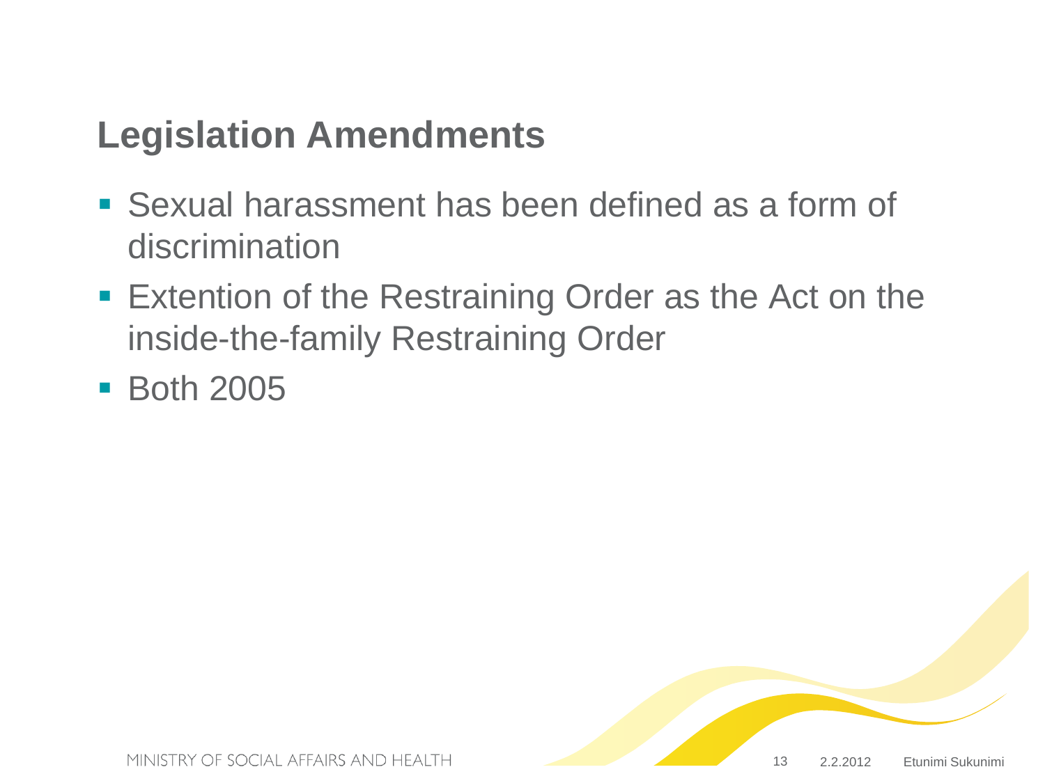## Legislation Amendments

- Sexual harassment has been defined as a form of discrimination
- Extention of the Restraining Order as the Act on the inside-the-family Restraining Order
- Both 2005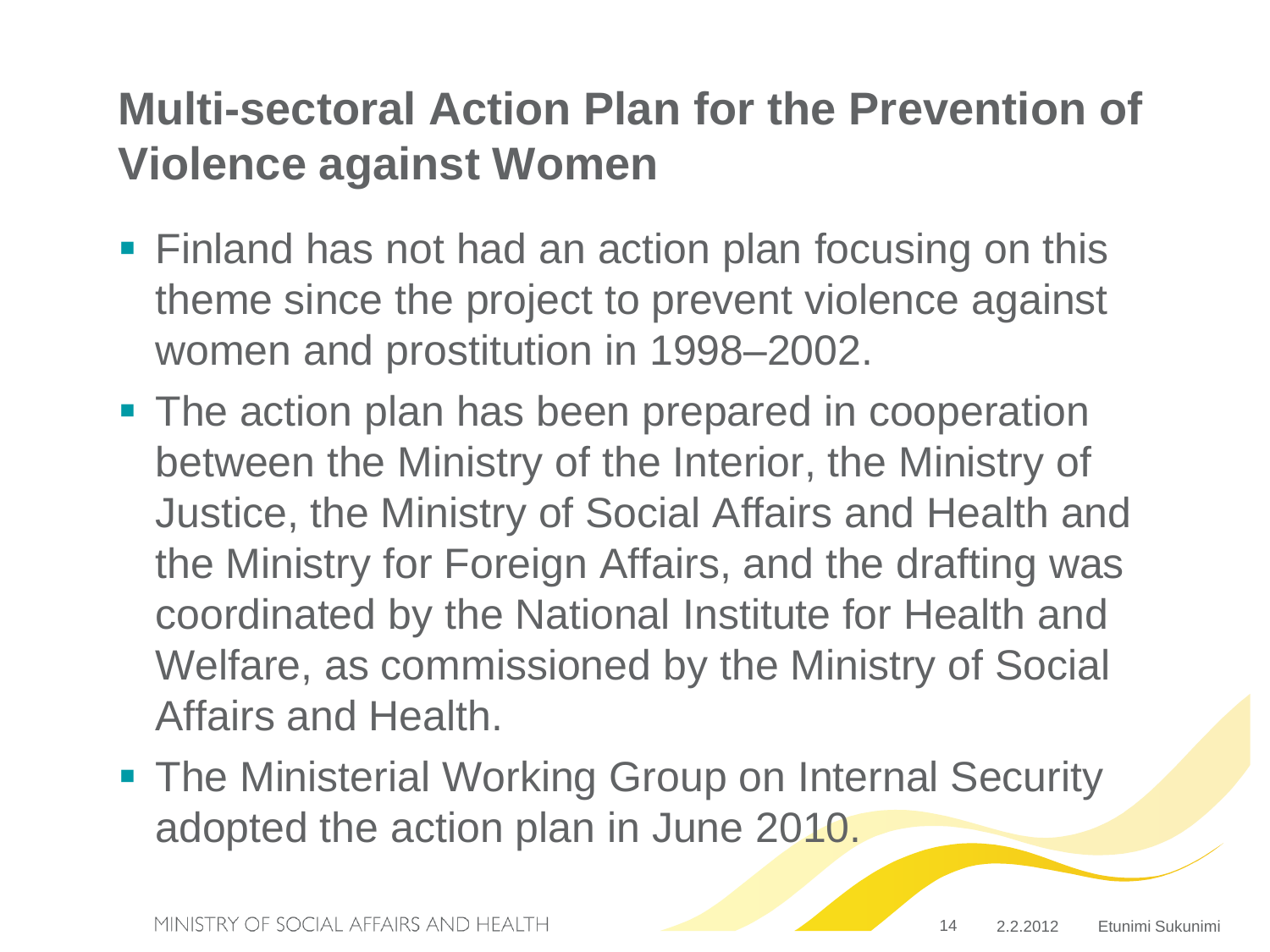# Multi-sectoral Action Plan for the Prevention of Violence against Women

- Finland has not had an action plan focusing on this theme since the project to prevent violence against women and prostitution in 1998–2002.
- The action plan has been prepared in cooperation between the Ministry of the Interior, the Ministry of Justice, the Ministry of Social Affairs and Health and the Ministry for Foreign Affairs, and the drafting was coordinated by the National Institute for Health and Welfare, as commissioned by the Ministry of Social Affairs and Health.
- The Ministerial Working Group on Internal Security adopted the action plan in June 2010.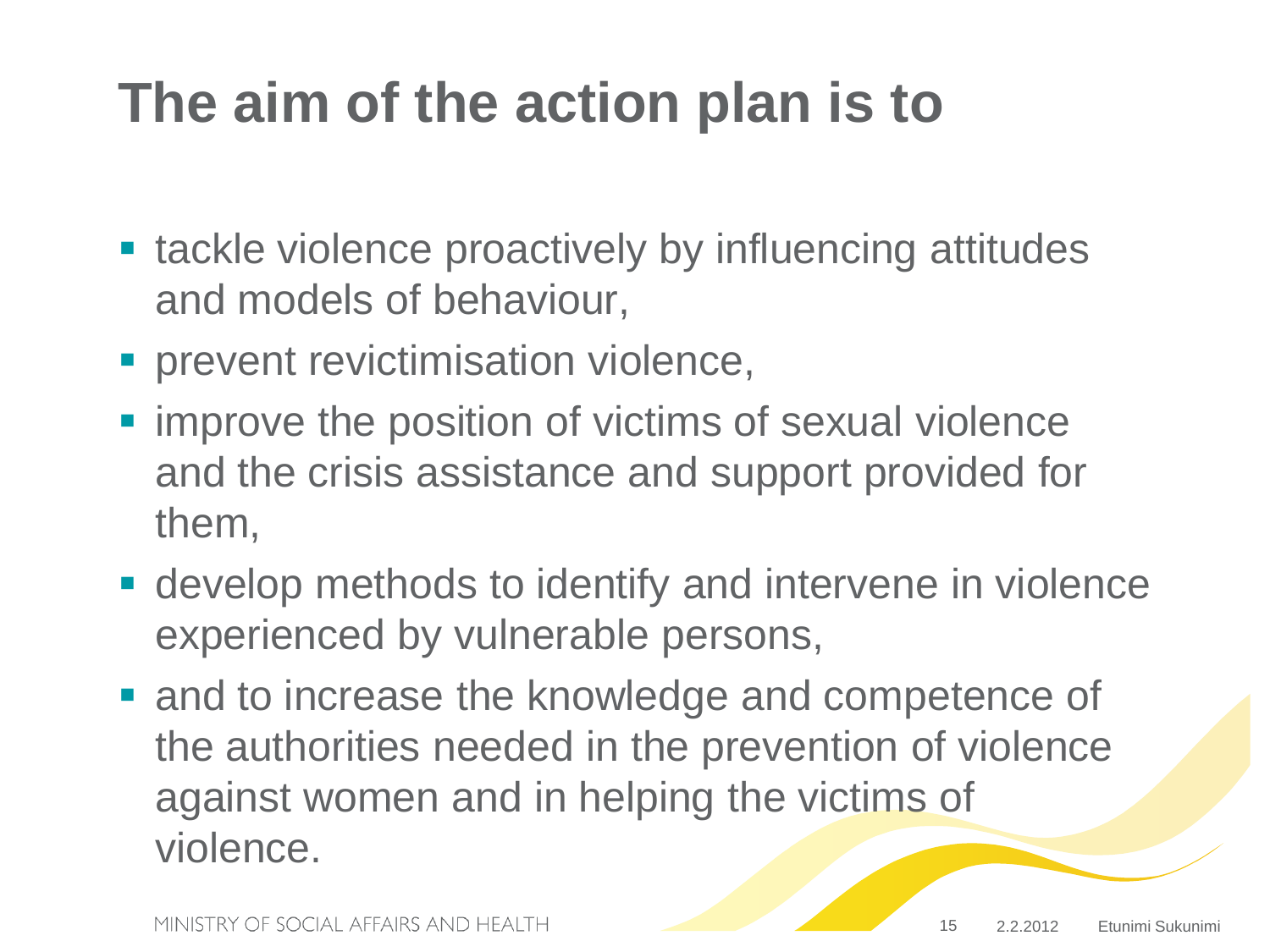# The aim of the action plan is to

- tackle violence proactively by influencing attitudes and models of behaviour,
- prevent revictimisation violence,
- improve the position of victims of sexual violence and the crisis assistance and support provided for them,
- develop methods to identify and intervene in violence experienced by vulnerable persons,
- and to increase the knowledge and competence of the authorities needed in the prevention of violence against women and in helping the victims of violence.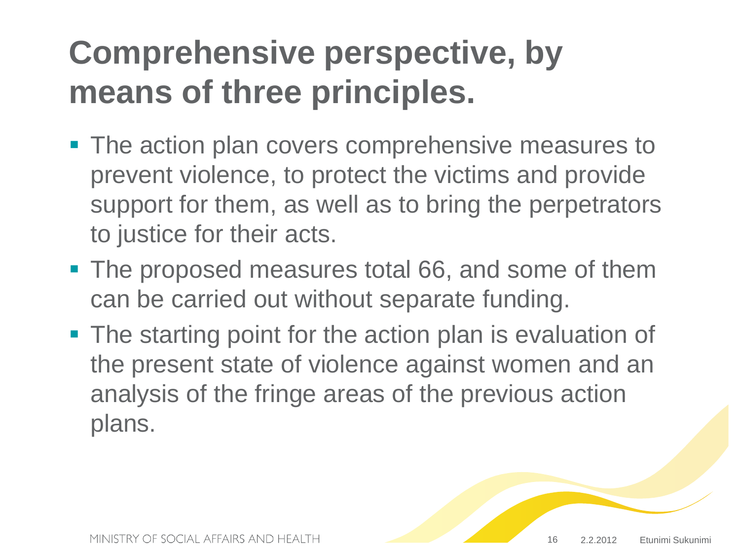# Comprehensive perspective, by means of three principles.

- The action plan covers comprehensive measures to prevent violence, to protect the victims and provide support for them, as well as to bring the perpetrators to justice for their acts.
- The proposed measures total 66, and some of them can be carried out without separate funding.
- The starting point for the action plan is evaluation of the present state of violence against women and an analysis of the fringe areas of the previous action plans.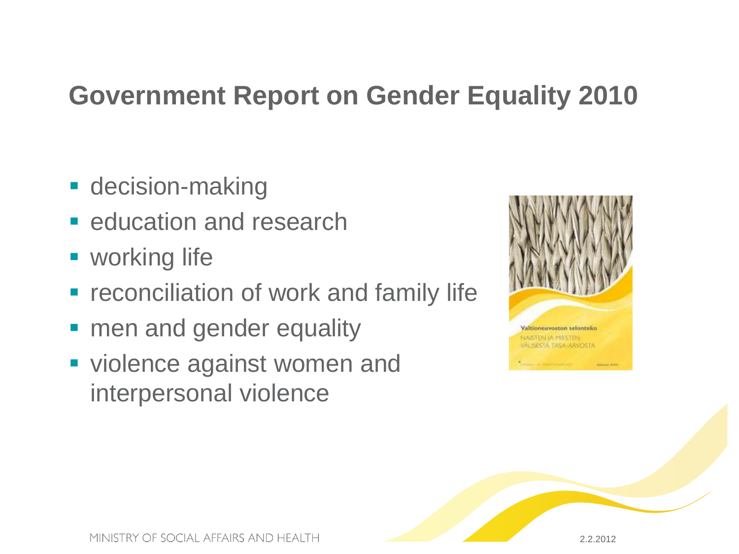# Government Report on Gender Equality 2010

- decision-making
- education and research
- working life
- reconciliation of work and family life
- men and gender equality
- violence against women and interpersonal violence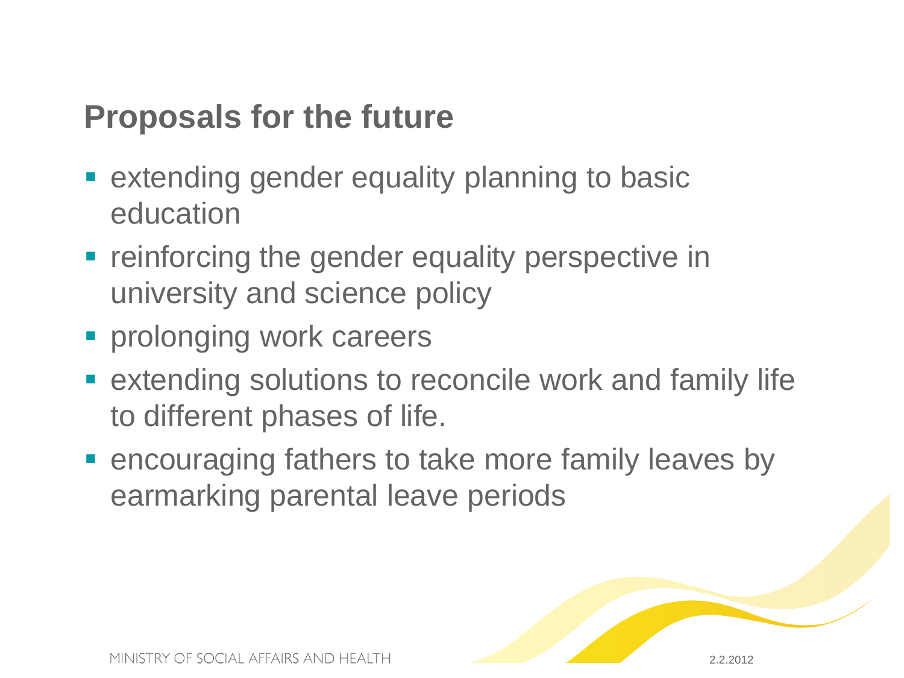## Proposals for the future

- extending gender equality planning to basic education
- reinforcing the gender equality perspective in university and science policy
- prolonging work careers
- extending solutions to reconcile work and family life to different phases of life.
- encouraging fathers to take more family leaves by earmarking parental leave periods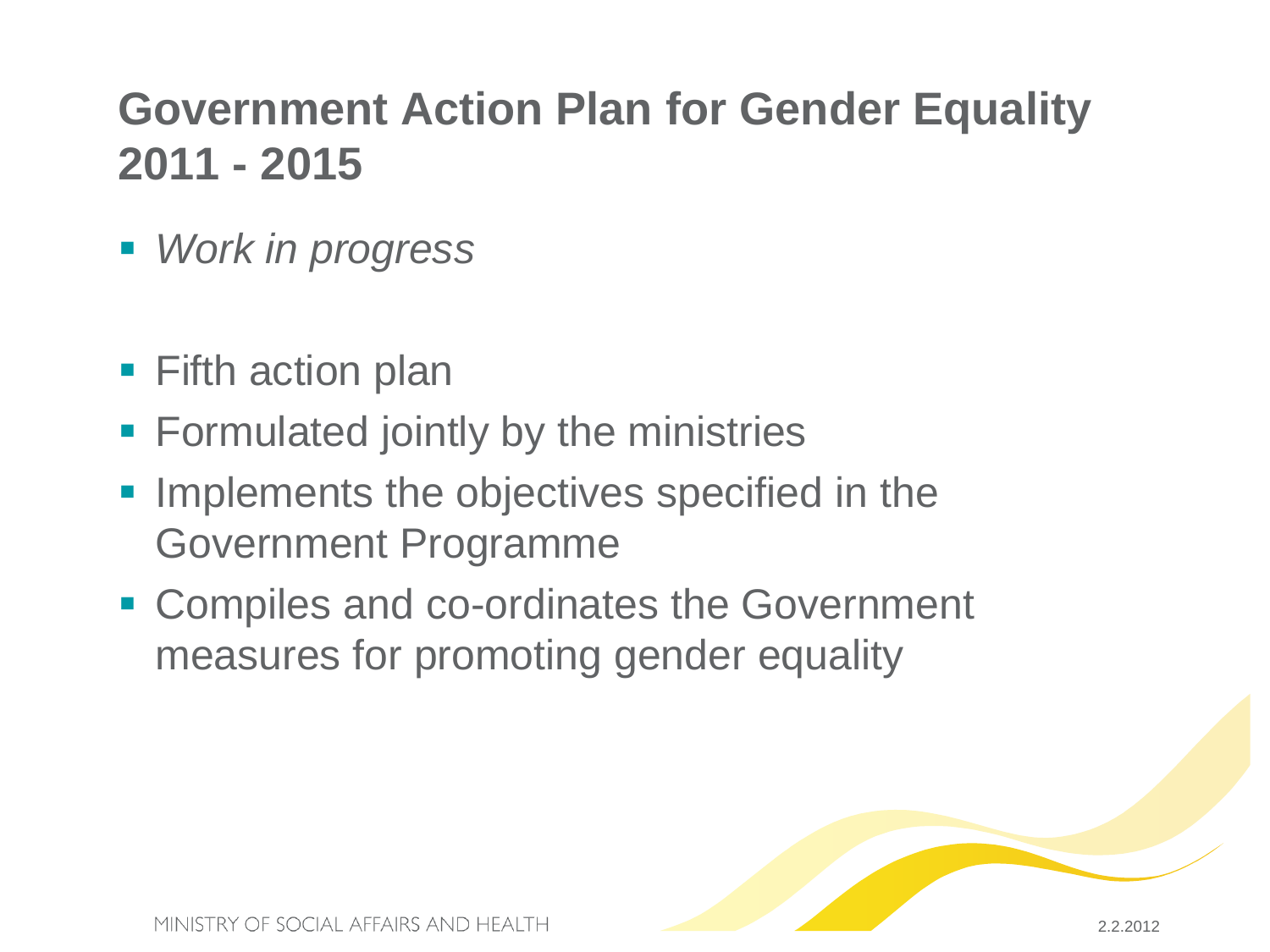# Government Action Plan for Gender Equality 2011 - 2015

- *Work in progress*

- Fifth action plan
- Formulated jointly by the ministries
- Implements the objectives specified in the Government Programme
- Compiles and co-ordinates the Government measures for promoting gender equality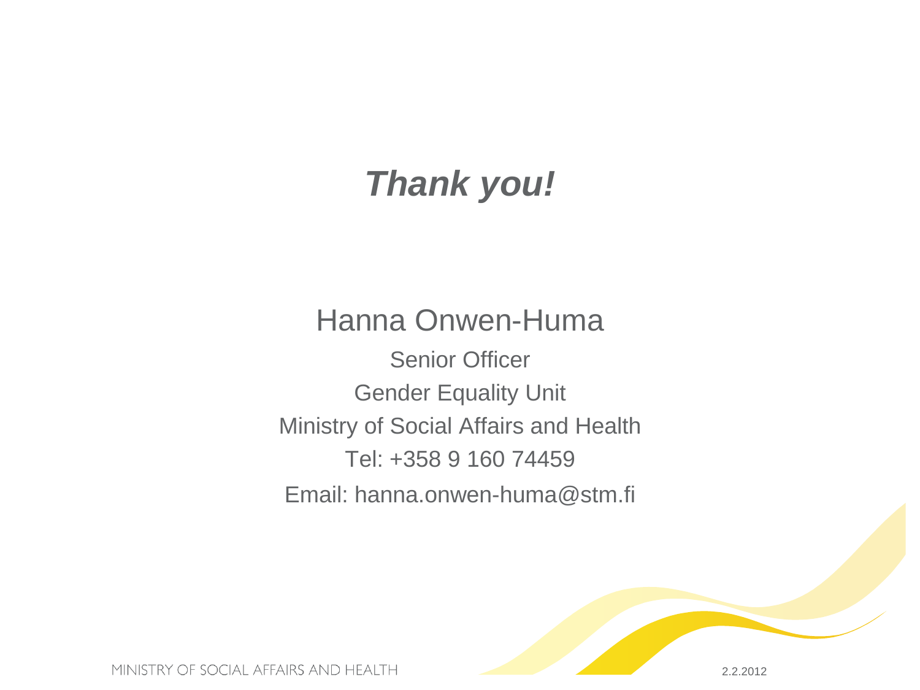## *Thank you!*

Hanna Onwen-Huma

Senior Officer

Gender Equality Unit

Ministry of Social Affairs and Health

Tel: +358 9 160 74459

Email: hanna.onwen-huma@stm.fi